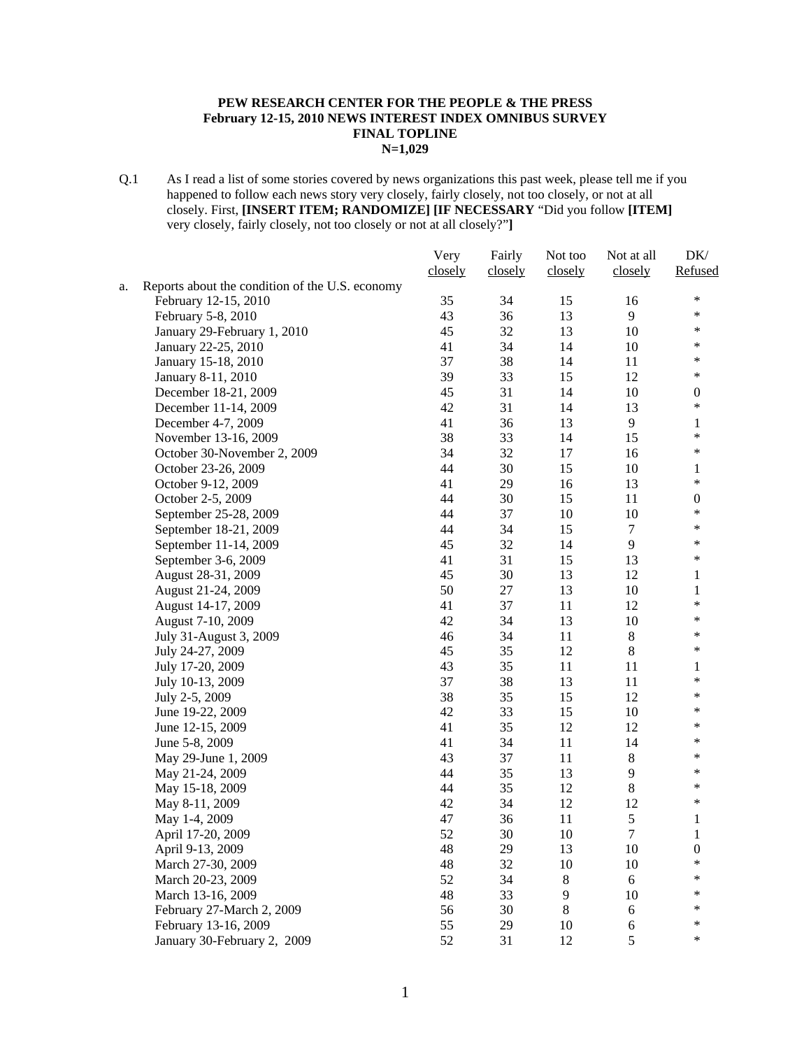**PEW RESEARCH CENTER FOR THE PEOPLE & THE PRESS**
**February 12-15, 2010 NEWS INTEREST INDEX OMNIBUS SURVEY**
**FINAL TOPLINE**
**N=1,029**

Q.1 As I read a list of some stories covered by news organizations this past week, please tell me if you happened to follow each news story very closely, fairly closely, not too closely, or not at all closely. First, **[INSERT ITEM; RANDOMIZE] [IF NECESSARY** "Did you follow **[ITEM]** very closely, fairly closely, not too closely or not at all closely?"**]**

| | Very closely | Fairly closely | Not too closely | Not at all closely | DK/ Refused |
|---|---|---|---|---|---|
| a. Reports about the condition of the U.S. economy | | | | | |
| February 12-15, 2010 | 35 | 34 | 15 | 16 | * |
| February 5-8, 2010 | 43 | 36 | 13 | 9 | * |
| January 29-February 1, 2010 | 45 | 32 | 13 | 10 | * |
| January 22-25, 2010 | 41 | 34 | 14 | 10 | * |
| January 15-18, 2010 | 37 | 38 | 14 | 11 | * |
| January 8-11, 2010 | 39 | 33 | 15 | 12 | * |
| December 18-21, 2009 | 45 | 31 | 14 | 10 | 0 |
| December 11-14, 2009 | 42 | 31 | 14 | 13 | * |
| December 4-7, 2009 | 41 | 36 | 13 | 9 | 1 |
| November 13-16, 2009 | 38 | 33 | 14 | 15 | * |
| October 30-November 2, 2009 | 34 | 32 | 17 | 16 | * |
| October 23-26, 2009 | 44 | 30 | 15 | 10 | 1 |
| October 9-12, 2009 | 41 | 29 | 16 | 13 | * |
| October 2-5, 2009 | 44 | 30 | 15 | 11 | 0 |
| September 25-28, 2009 | 44 | 37 | 10 | 10 | * |
| September 18-21, 2009 | 44 | 34 | 15 | 7 | * |
| September 11-14, 2009 | 45 | 32 | 14 | 9 | * |
| September 3-6, 2009 | 41 | 31 | 15 | 13 | * |
| August 28-31, 2009 | 45 | 30 | 13 | 12 | 1 |
| August 21-24, 2009 | 50 | 27 | 13 | 10 | 1 |
| August 14-17, 2009 | 41 | 37 | 11 | 12 | * |
| August 7-10, 2009 | 42 | 34 | 13 | 10 | * |
| July 31-August 3, 2009 | 46 | 34 | 11 | 8 | * |
| July 24-27, 2009 | 45 | 35 | 12 | 8 | * |
| July 17-20, 2009 | 43 | 35 | 11 | 11 | 1 |
| July 10-13, 2009 | 37 | 38 | 13 | 11 | * |
| July 2-5, 2009 | 38 | 35 | 15 | 12 | * |
| June 19-22, 2009 | 42 | 33 | 15 | 10 | * |
| June 12-15, 2009 | 41 | 35 | 12 | 12 | * |
| June 5-8, 2009 | 41 | 34 | 11 | 14 | * |
| May 29-June 1, 2009 | 43 | 37 | 11 | 8 | * |
| May 21-24, 2009 | 44 | 35 | 13 | 9 | * |
| May 15-18, 2009 | 44 | 35 | 12 | 8 | * |
| May 8-11, 2009 | 42 | 34 | 12 | 12 | * |
| May 1-4, 2009 | 47 | 36 | 11 | 5 | 1 |
| April 17-20, 2009 | 52 | 30 | 10 | 7 | 1 |
| April 9-13, 2009 | 48 | 29 | 13 | 10 | 0 |
| March 27-30, 2009 | 48 | 32 | 10 | 10 | * |
| March 20-23, 2009 | 52 | 34 | 8 | 6 | * |
| March 13-16, 2009 | 48 | 33 | 9 | 10 | * |
| February 27-March 2, 2009 | 56 | 30 | 8 | 6 | * |
| February 13-16, 2009 | 55 | 29 | 10 | 6 | * |
| January 30-February 2, 2009 | 52 | 31 | 12 | 5 | * |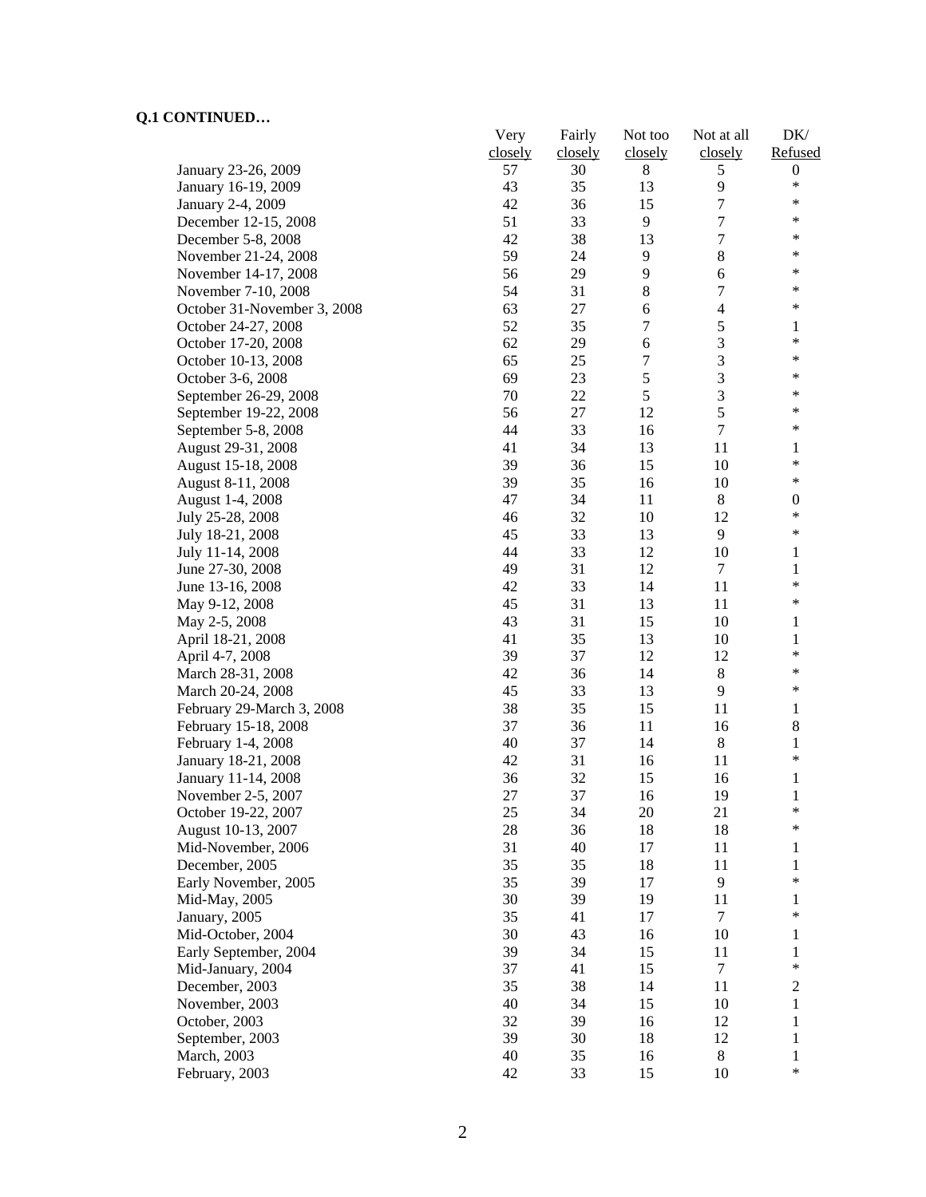**Q.1 CONTINUED…**

| | Very closely | Fairly closely | Not too closely | Not at all closely | DK/ Refused |
|---|---|---|---|---|---|
| January 23-26, 2009 | 57 | 30 | 8 | 5 | 0 |
| January 16-19, 2009 | 43 | 35 | 13 | 9 | * |
| January 2-4, 2009 | 42 | 36 | 15 | 7 | * |
| December 12-15, 2008 | 51 | 33 | 9 | 7 | * |
| December 5-8, 2008 | 42 | 38 | 13 | 7 | * |
| November 21-24, 2008 | 59 | 24 | 9 | 8 | * |
| November 14-17, 2008 | 56 | 29 | 9 | 6 | * |
| November 7-10, 2008 | 54 | 31 | 8 | 7 | * |
| October 31-November 3, 2008 | 63 | 27 | 6 | 4 | * |
| October 24-27, 2008 | 52 | 35 | 7 | 5 | 1 |
| October 17-20, 2008 | 62 | 29 | 6 | 3 | * |
| October 10-13, 2008 | 65 | 25 | 7 | 3 | * |
| October 3-6, 2008 | 69 | 23 | 5 | 3 | * |
| September 26-29, 2008 | 70 | 22 | 5 | 3 | * |
| September 19-22, 2008 | 56 | 27 | 12 | 5 | * |
| September 5-8, 2008 | 44 | 33 | 16 | 7 | * |
| August 29-31, 2008 | 41 | 34 | 13 | 11 | 1 |
| August 15-18, 2008 | 39 | 36 | 15 | 10 | * |
| August 8-11, 2008 | 39 | 35 | 16 | 10 | * |
| August 1-4, 2008 | 47 | 34 | 11 | 8 | 0 |
| July 25-28, 2008 | 46 | 32 | 10 | 12 | * |
| July 18-21, 2008 | 45 | 33 | 13 | 9 | * |
| July 11-14, 2008 | 44 | 33 | 12 | 10 | 1 |
| June 27-30, 2008 | 49 | 31 | 12 | 7 | 1 |
| June 13-16, 2008 | 42 | 33 | 14 | 11 | * |
| May 9-12, 2008 | 45 | 31 | 13 | 11 | * |
| May 2-5, 2008 | 43 | 31 | 15 | 10 | 1 |
| April 18-21, 2008 | 41 | 35 | 13 | 10 | 1 |
| April 4-7, 2008 | 39 | 37 | 12 | 12 | * |
| March 28-31, 2008 | 42 | 36 | 14 | 8 | * |
| March 20-24, 2008 | 45 | 33 | 13 | 9 | * |
| February 29-March 3, 2008 | 38 | 35 | 15 | 11 | 1 |
| February 15-18, 2008 | 37 | 36 | 11 | 16 | 8 |
| February 1-4, 2008 | 40 | 37 | 14 | 8 | 1 |
| January 18-21, 2008 | 42 | 31 | 16 | 11 | * |
| January 11-14, 2008 | 36 | 32 | 15 | 16 | 1 |
| November 2-5, 2007 | 27 | 37 | 16 | 19 | 1 |
| October 19-22, 2007 | 25 | 34 | 20 | 21 | * |
| August 10-13, 2007 | 28 | 36 | 18 | 18 | * |
| Mid-November, 2006 | 31 | 40 | 17 | 11 | 1 |
| December, 2005 | 35 | 35 | 18 | 11 | 1 |
| Early November, 2005 | 35 | 39 | 17 | 9 | * |
| Mid-May, 2005 | 30 | 39 | 19 | 11 | 1 |
| January, 2005 | 35 | 41 | 17 | 7 | * |
| Mid-October, 2004 | 30 | 43 | 16 | 10 | 1 |
| Early September, 2004 | 39 | 34 | 15 | 11 | 1 |
| Mid-January, 2004 | 37 | 41 | 15 | 7 | * |
| December, 2003 | 35 | 38 | 14 | 11 | 2 |
| November, 2003 | 40 | 34 | 15 | 10 | 1 |
| October, 2003 | 32 | 39 | 16 | 12 | 1 |
| September, 2003 | 39 | 30 | 18 | 12 | 1 |
| March, 2003 | 40 | 35 | 16 | 8 | 1 |
| February, 2003 | 42 | 33 | 15 | 10 | * |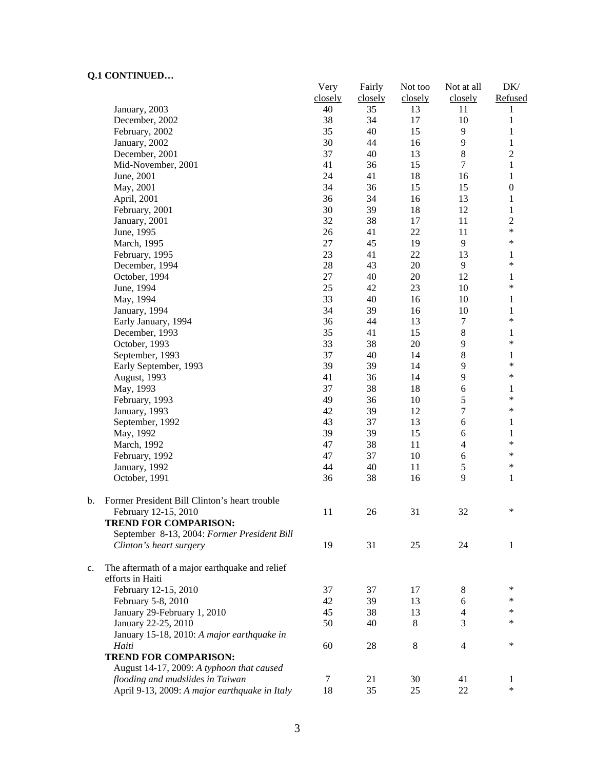**Q.1 CONTINUED…**

| | Very closely | Fairly closely | Not too closely | Not at all closely | DK/ Refused |
|---|---|---|---|---|---|
| January, 2003 | 40 | 35 | 13 | 11 | 1 |
| December, 2002 | 38 | 34 | 17 | 10 | 1 |
| February, 2002 | 35 | 40 | 15 | 9 | 1 |
| January, 2002 | 30 | 44 | 16 | 9 | 1 |
| December, 2001 | 37 | 40 | 13 | 8 | 2 |
| Mid-November, 2001 | 41 | 36 | 15 | 7 | 1 |
| June, 2001 | 24 | 41 | 18 | 16 | 1 |
| May, 2001 | 34 | 36 | 15 | 15 | 0 |
| April, 2001 | 36 | 34 | 16 | 13 | 1 |
| February, 2001 | 30 | 39 | 18 | 12 | 1 |
| January, 2001 | 32 | 38 | 17 | 11 | 2 |
| June, 1995 | 26 | 41 | 22 | 11 | * |
| March, 1995 | 27 | 45 | 19 | 9 | * |
| February, 1995 | 23 | 41 | 22 | 13 | 1 |
| December, 1994 | 28 | 43 | 20 | 9 | * |
| October, 1994 | 27 | 40 | 20 | 12 | 1 |
| June, 1994 | 25 | 42 | 23 | 10 | * |
| May, 1994 | 33 | 40 | 16 | 10 | 1 |
| January, 1994 | 34 | 39 | 16 | 10 | 1 |
| Early January, 1994 | 36 | 44 | 13 | 7 | * |
| December, 1993 | 35 | 41 | 15 | 8 | 1 |
| October, 1993 | 33 | 38 | 20 | 9 | * |
| September, 1993 | 37 | 40 | 14 | 8 | 1 |
| Early September, 1993 | 39 | 39 | 14 | 9 | * |
| August, 1993 | 41 | 36 | 14 | 9 | * |
| May, 1993 | 37 | 38 | 18 | 6 | 1 |
| February, 1993 | 49 | 36 | 10 | 5 | * |
| January, 1993 | 42 | 39 | 12 | 7 | * |
| September, 1992 | 43 | 37 | 13 | 6 | 1 |
| May, 1992 | 39 | 39 | 15 | 6 | 1 |
| March, 1992 | 47 | 38 | 11 | 4 | * |
| February, 1992 | 47 | 37 | 10 | 6 | * |
| January, 1992 | 44 | 40 | 11 | 5 | * |
| October, 1991 | 36 | 38 | 16 | 9 | 1 |
| | | | | | |
| b. Former President Bill Clinton's heart trouble | | | | | |
| February 12-15, 2010 | 11 | 26 | 31 | 32 | * |
| **TREND FOR COMPARISON:** | | | | | |
| September 8-13, 2004: *Former President Bill Clinton's heart surgery* | 19 | 31 | 25 | 24 | 1 |
| | | | | | |
| c. The aftermath of a major earthquake and relief efforts in Haiti | | | | | |
| February 12-15, 2010 | 37 | 37 | 17 | 8 | * |
| February 5-8, 2010 | 42 | 39 | 13 | 6 | * |
| January 29-February 1, 2010 | 45 | 38 | 13 | 4 | * |
| January 22-25, 2010 | 50 | 40 | 8 | 3 | * |
| January 15-18, 2010: *A major earthquake in Haiti* | 60 | 28 | 8 | 4 | * |
| **TREND FOR COMPARISON:** | | | | | |
| August 14-17, 2009: *A typhoon that caused flooding and mudslides in Taiwan* | 7 | 21 | 30 | 41 | 1 |
| April 9-13, 2009: *A major earthquake in Italy* | 18 | 35 | 25 | 22 | * |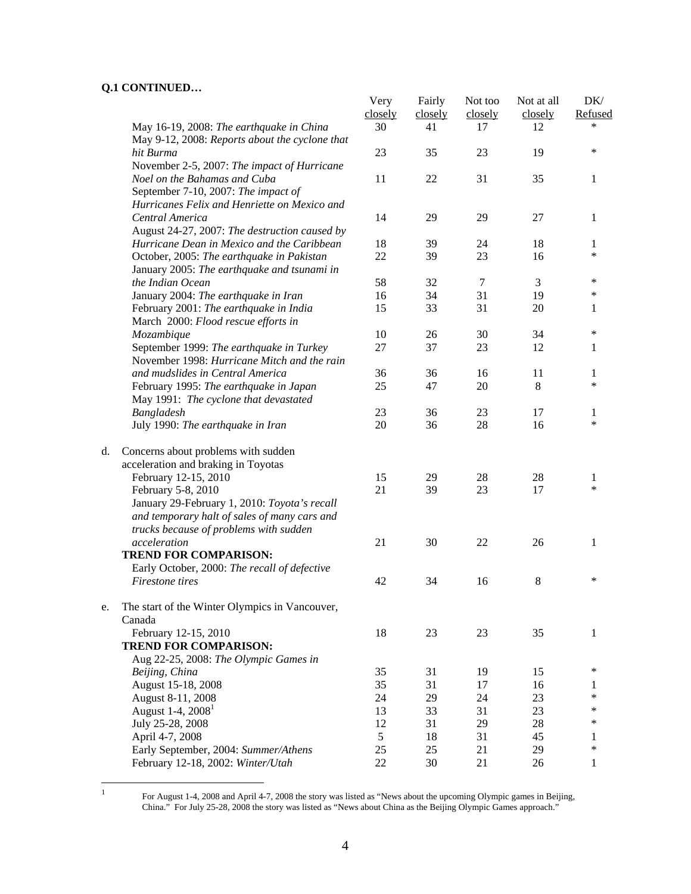**Q.1 CONTINUED…**

| | Very closely | Fairly closely | Not too closely | Not at all closely | DK/ Refused |
|---|---|---|---|---|---|
| May 16-19, 2008: *The earthquake in China* | 30 | 41 | 17 | 12 | * |
| May 9-12, 2008: *Reports about the cyclone that hit Burma* | 23 | 35 | 23 | 19 | * |
| November 2-5, 2007: *The impact of Hurricane Noel on the Bahamas and Cuba* | 11 | 22 | 31 | 35 | 1 |
| September 7-10, 2007: *The impact of Hurricanes Felix and Henriette on Mexico and Central America* | 14 | 29 | 29 | 27 | 1 |
| August 24-27, 2007: *The destruction caused by Hurricane Dean in Mexico and the Caribbean* | 18 | 39 | 24 | 18 | 1 |
| October, 2005: *The earthquake in Pakistan* | 22 | 39 | 23 | 16 | * |
| January 2005: *The earthquake and tsunami in the Indian Ocean* | 58 | 32 | 7 | 3 | * |
| January 2004: *The earthquake in Iran* | 16 | 34 | 31 | 19 | * |
| February 2001: *The earthquake in India* | 15 | 33 | 31 | 20 | 1 |
| March 2000: *Flood rescue efforts in Mozambique* | 10 | 26 | 30 | 34 | * |
| September 1999: *The earthquake in Turkey* | 27 | 37 | 23 | 12 | 1 |
| November 1998: *Hurricane Mitch and the rain and mudslides in Central America* | 36 | 36 | 16 | 11 | 1 |
| February 1995: *The earthquake in Japan* | 25 | 47 | 20 | 8 | * |
| May 1991: *The cyclone that devastated Bangladesh* | 23 | 36 | 23 | 17 | 1 |
| July 1990: *The earthquake in Iran* | 20 | 36 | 28 | 16 | * |
| d. Concerns about problems with sudden acceleration and braking in Toyotas | | | | | |
| February 12-15, 2010 | 15 | 29 | 28 | 28 | 1 |
| February 5-8, 2010 | 21 | 39 | 23 | 17 | * |
| January 29-February 1, 2010: *Toyota's recall and temporary halt of sales of many cars and trucks because of problems with sudden acceleration* | 21 | 30 | 22 | 26 | 1 |
| **TREND FOR COMPARISON:** | | | | | |
| Early October, 2000: *The recall of defective Firestone tires* | 42 | 34 | 16 | 8 | * |
| e. The start of the Winter Olympics in Vancouver, Canada | | | | | |
| February 12-15, 2010 | 18 | 23 | 23 | 35 | 1 |
| **TREND FOR COMPARISON:** | | | | | |
| Aug 22-25, 2008: *The Olympic Games in Beijing, China* | 35 | 31 | 19 | 15 | * |
| August 15-18, 2008 | 35 | 31 | 17 | 16 | 1 |
| August 8-11, 2008 | 24 | 29 | 24 | 23 | * |
| August 1-4, 2008[1] | 13 | 33 | 31 | 23 | * |
| July 25-28, 2008 | 12 | 31 | 29 | 28 | * |
| April 4-7, 2008 | 5 | 18 | 31 | 45 | 1 |
| Early September, 2004: *Summer/Athens* | 25 | 25 | 21 | 29 | * |
| February 12-18, 2002: *Winter/Utah* | 22 | 30 | 21 | 26 | 1 |

[1] For August 1-4, 2008 and April 4-7, 2008 the story was listed as "News about the upcoming Olympic games in Beijing, China." For July 25-28, 2008 the story was listed as "News about China as the Beijing Olympic Games approach."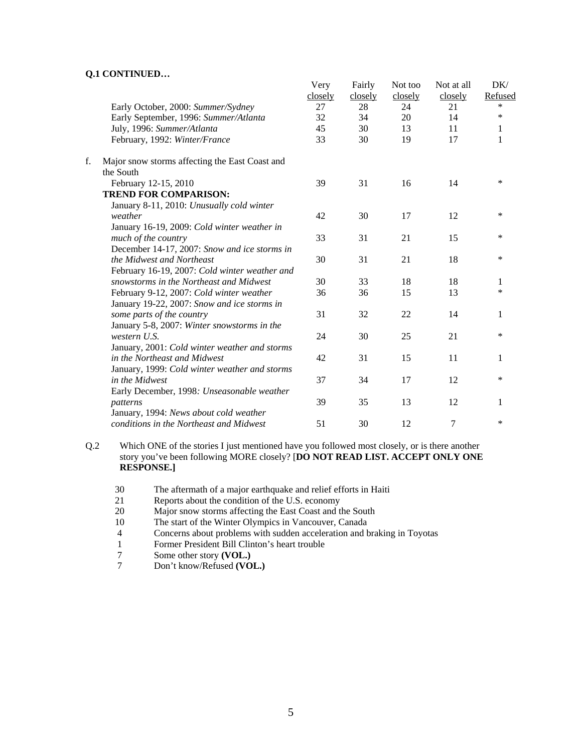**Q.1 CONTINUED…**

| | Very closely | Fairly closely | Not too closely | Not at all closely | DK/ Refused |
|---|---|---|---|---|---|
| Early October, 2000: *Summer/Sydney* | 27 | 28 | 24 | 21 | * |
| Early September, 1996: *Summer/Atlanta* | 32 | 34 | 20 | 14 | * |
| July, 1996: *Summer/Atlanta* | 45 | 30 | 13 | 11 | 1 |
| February, 1992: *Winter/France* | 33 | 30 | 19 | 17 | 1 |
| f. Major snow storms affecting the East Coast and the South | | | | | |
| February 12-15, 2010 | 39 | 31 | 16 | 14 | * |
| **TREND FOR COMPARISON:** | | | | | |
| January 8-11, 2010: *Unusually cold winter weather* | 42 | 30 | 17 | 12 | * |
| January 16-19, 2009: *Cold winter weather in much of the country* | 33 | 31 | 21 | 15 | * |
| December 14-17, 2007: *Snow and ice storms in the Midwest and Northeast* | 30 | 31 | 21 | 18 | * |
| February 16-19, 2007: *Cold winter weather and snowstorms in the Northeast and Midwest* | 30 | 33 | 18 | 18 | 1 |
| February 9-12, 2007: *Cold winter weather* | 36 | 36 | 15 | 13 | * |
| January 19-22, 2007: *Snow and ice storms in some parts of the country* | 31 | 32 | 22 | 14 | 1 |
| January 5-8, 2007: *Winter snowstorms in the western U.S.* | 24 | 30 | 25 | 21 | * |
| January, 2001: *Cold winter weather and storms in the Northeast and Midwest* | 42 | 31 | 15 | 11 | 1 |
| January, 1999: *Cold winter weather and storms in the Midwest* | 37 | 34 | 17 | 12 | * |
| Early December, 1998: *Unseasonable weather patterns* | 39 | 35 | 13 | 12 | 1 |
| January, 1994: *News about cold weather conditions in the Northeast and Midwest* | 51 | 30 | 12 | 7 | * |

Q.2 Which ONE of the stories I just mentioned have you followed most closely, or is there another story you've been following MORE closely? [**DO NOT READ LIST. ACCEPT ONLY ONE RESPONSE.]**

| | |
|---|---|
| 30 | The aftermath of a major earthquake and relief efforts in Haiti |
| 21 | Reports about the condition of the U.S. economy |
| 20 | Major snow storms affecting the East Coast and the South |
| 10 | The start of the Winter Olympics in Vancouver, Canada |
| 4 | Concerns about problems with sudden acceleration and braking in Toyotas |
| 1 | Former President Bill Clinton's heart trouble |
| 7 | Some other story **(VOL.)** |
| 7 | Don't know/Refused **(VOL.)** |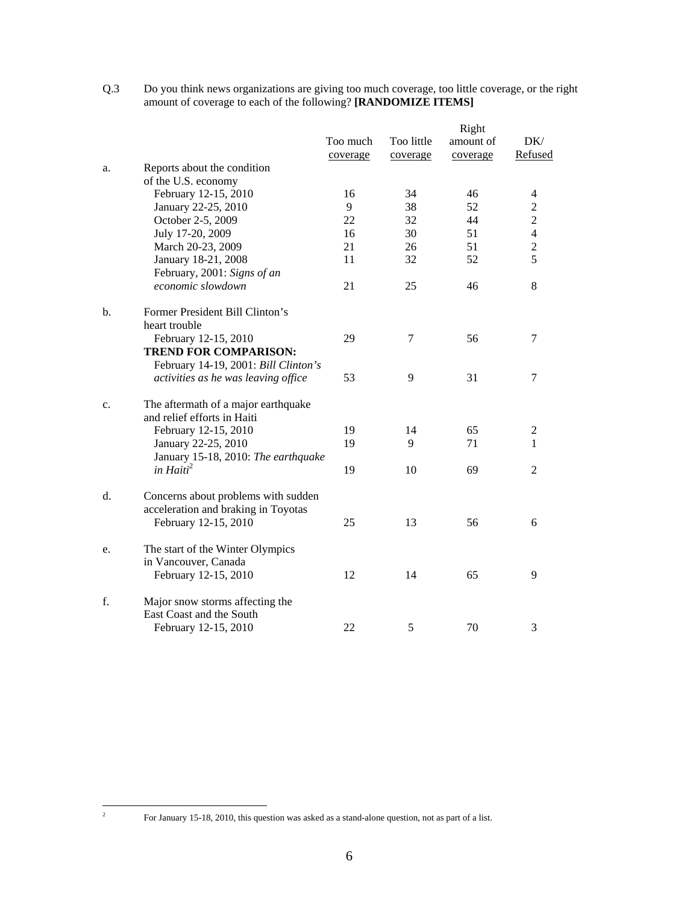Q.3 Do you think news organizations are giving too much coverage, too little coverage, or the right amount of coverage to each of the following? **[RANDOMIZE ITEMS]**

| | | Too much coverage | Too little coverage | Right amount of coverage | DK/ Refused |
|---|---|---|---|---|---|
| a. | Reports about the condition of the U.S. economy | | | | |
| | February 12-15, 2010 | 16 | 34 | 46 | 4 |
| | January 22-25, 2010 | 9 | 38 | 52 | 2 |
| | October 2-5, 2009 | 22 | 32 | 44 | 2 |
| | July 17-20, 2009 | 16 | 30 | 51 | 4 |
| | March 20-23, 2009 | 21 | 26 | 51 | 2 |
| | January 18-21, 2008 | 11 | 32 | 52 | 5 |
| | February, 2001: *Signs of an economic slowdown* | 21 | 25 | 46 | 8 |
| b. | Former President Bill Clinton's heart trouble | | | | |
| | February 12-15, 2010 | 29 | 7 | 56 | 7 |
| | **TREND FOR COMPARISON:** | | | | |
| | February 14-19, 2001: *Bill Clinton's activities as he was leaving office* | 53 | 9 | 31 | 7 |
| c. | The aftermath of a major earthquake and relief efforts in Haiti | | | | |
| | February 12-15, 2010 | 19 | 14 | 65 | 2 |
| | January 22-25, 2010 | 19 | 9 | 71 | 1 |
| | January 15-18, 2010: *The earthquake in Haiti*[2] | 19 | 10 | 69 | 2 |
| d. | Concerns about problems with sudden acceleration and braking in Toyotas | | | | |
| | February 12-15, 2010 | 25 | 13 | 56 | 6 |
| e. | The start of the Winter Olympics in Vancouver, Canada | | | | |
| | February 12-15, 2010 | 12 | 14 | 65 | 9 |
| f. | Major snow storms affecting the East Coast and the South | | | | |
| | February 12-15, 2010 | 22 | 5 | 70 | 3 |

[2] For January 15-18, 2010, this question was asked as a stand-alone question, not as part of a list.